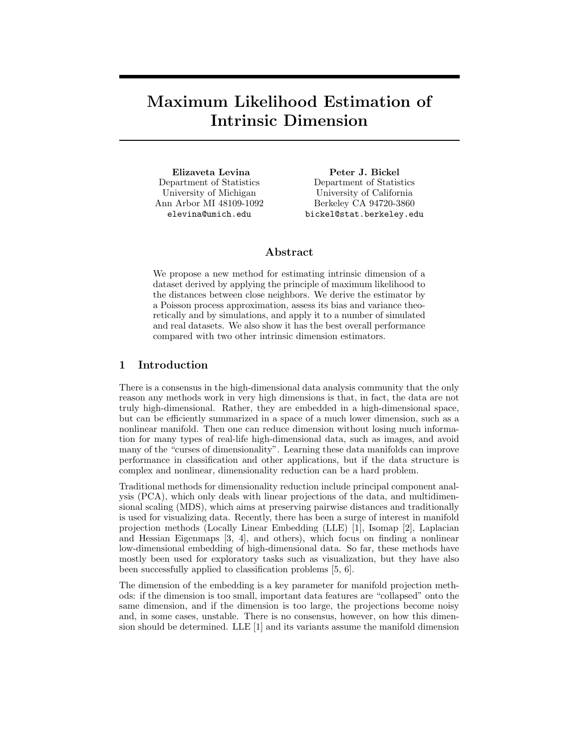# Maximum Likelihood Estimation of Intrinsic Dimension

**Elizaveta Levina**
Department of Statistics
University of Michigan
Ann Arbor MI 48109-1092
elevina@umich.edu

**Peter J. Bickel**
Department of Statistics
University of California
Berkeley CA 94720-3860
bickel@stat.berkeley.edu

## Abstract

We propose a new method for estimating intrinsic dimension of a dataset derived by applying the principle of maximum likelihood to the distances between close neighbors. We derive the estimator by a Poisson process approximation, assess its bias and variance theoretically and by simulations, and apply it to a number of simulated and real datasets. We also show it has the best overall performance compared with two other intrinsic dimension estimators.

## 1 Introduction

There is a consensus in the high-dimensional data analysis community that the only reason any methods work in very high dimensions is that, in fact, the data are not truly high-dimensional. Rather, they are embedded in a high-dimensional space, but can be efficiently summarized in a space of a much lower dimension, such as a nonlinear manifold. Then one can reduce dimension without losing much information for many types of real-life high-dimensional data, such as images, and avoid many of the "curses of dimensionality". Learning these data manifolds can improve performance in classification and other applications, but if the data structure is complex and nonlinear, dimensionality reduction can be a hard problem.

Traditional methods for dimensionality reduction include principal component analysis (PCA), which only deals with linear projections of the data, and multidimensional scaling (MDS), which aims at preserving pairwise distances and traditionally is used for visualizing data. Recently, there has been a surge of interest in manifold projection methods (Locally Linear Embedding (LLE) [1], Isomap [2], Laplacian and Hessian Eigenmaps [3, 4], and others), which focus on finding a nonlinear low-dimensional embedding of high-dimensional data. So far, these methods have mostly been used for exploratory tasks such as visualization, but they have also been successfully applied to classification problems [5, 6].

The dimension of the embedding is a key parameter for manifold projection methods: if the dimension is too small, important data features are "collapsed" onto the same dimension, and if the dimension is too large, the projections become noisy and, in some cases, unstable. There is no consensus, however, on how this dimension should be determined. LLE [1] and its variants assume the manifold dimension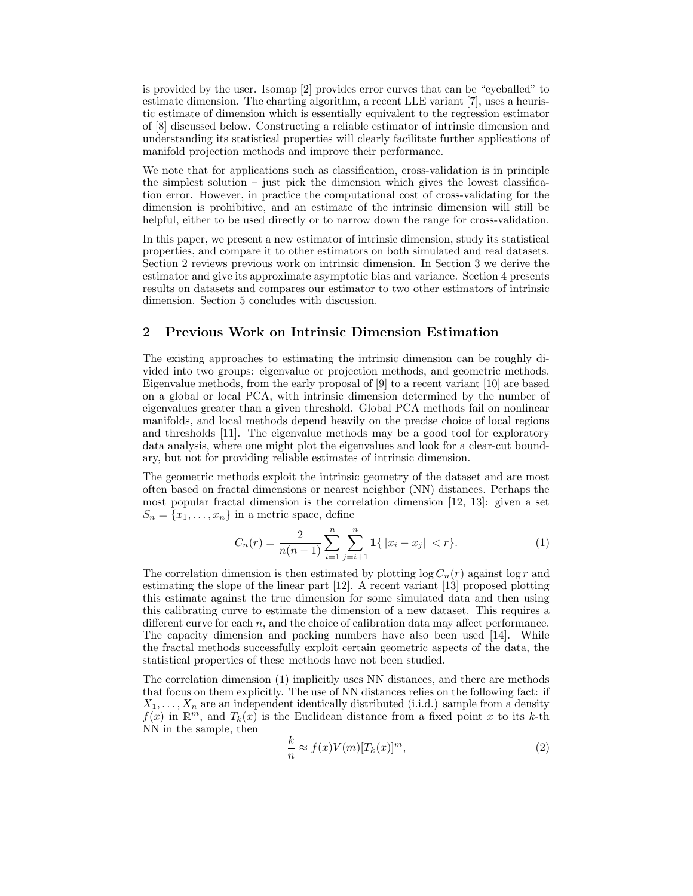is provided by the user. Isomap [2] provides error curves that can be "eyeballed" to estimate dimension. The charting algorithm, a recent LLE variant [7], uses a heuristic estimate of dimension which is essentially equivalent to the regression estimator of [8] discussed below. Constructing a reliable estimator of intrinsic dimension and understanding its statistical properties will clearly facilitate further applications of manifold projection methods and improve their performance.

We note that for applications such as classification, cross-validation is in principle the simplest solution – just pick the dimension which gives the lowest classification error. However, in practice the computational cost of cross-validating for the dimension is prohibitive, and an estimate of the intrinsic dimension will still be helpful, either to be used directly or to narrow down the range for cross-validation.

In this paper, we present a new estimator of intrinsic dimension, study its statistical properties, and compare it to other estimators on both simulated and real datasets. Section 2 reviews previous work on intrinsic dimension. In Section 3 we derive the estimator and give its approximate asymptotic bias and variance. Section 4 presents results on datasets and compares our estimator to two other estimators of intrinsic dimension. Section 5 concludes with discussion.

## 2 Previous Work on Intrinsic Dimension Estimation

The existing approaches to estimating the intrinsic dimension can be roughly divided into two groups: eigenvalue or projection methods, and geometric methods. Eigenvalue methods, from the early proposal of [9] to a recent variant [10] are based on a global or local PCA, with intrinsic dimension determined by the number of eigenvalues greater than a given threshold. Global PCA methods fail on nonlinear manifolds, and local methods depend heavily on the precise choice of local regions and thresholds [11]. The eigenvalue methods may be a good tool for exploratory data analysis, where one might plot the eigenvalues and look for a clear-cut boundary, but not for providing reliable estimates of intrinsic dimension.

The geometric methods exploit the intrinsic geometry of the dataset and are most often based on fractal dimensions or nearest neighbor (NN) distances. Perhaps the most popular fractal dimension is the correlation dimension [12, 13]: given a set $S_n = \{x_1, \ldots, x_n\}$ in a metric space, define

$$C_n(r) = \frac{2}{n(n-1)} \sum_{i=1}^{n} \sum_{j=i+1}^{n} \mathbf{1}\{\|x_i - x_j\| < r\}. \tag{1}$$

The correlation dimension is then estimated by plotting $\log C_n(r)$ against $\log r$ and estimating the slope of the linear part [12]. A recent variant [13] proposed plotting this estimate against the true dimension for some simulated data and then using this calibrating curve to estimate the dimension of a new dataset. This requires a different curve for each $n$, and the choice of calibration data may affect performance. The capacity dimension and packing numbers have also been used [14]. While the fractal methods successfully exploit certain geometric aspects of the data, the statistical properties of these methods have not been studied.

The correlation dimension (1) implicitly uses NN distances, and there are methods that focus on them explicitly. The use of NN distances relies on the following fact: if $X_1, \ldots, X_n$ are an independent identically distributed (i.i.d.) sample from a density $f(x)$ in $\mathbb{R}^m$, and $T_k(x)$ is the Euclidean distance from a fixed point $x$ to its $k$-th NN in the sample, then

$$\frac{k}{n} \approx f(x) V(m) [T_k(x)]^m, \tag{2}$$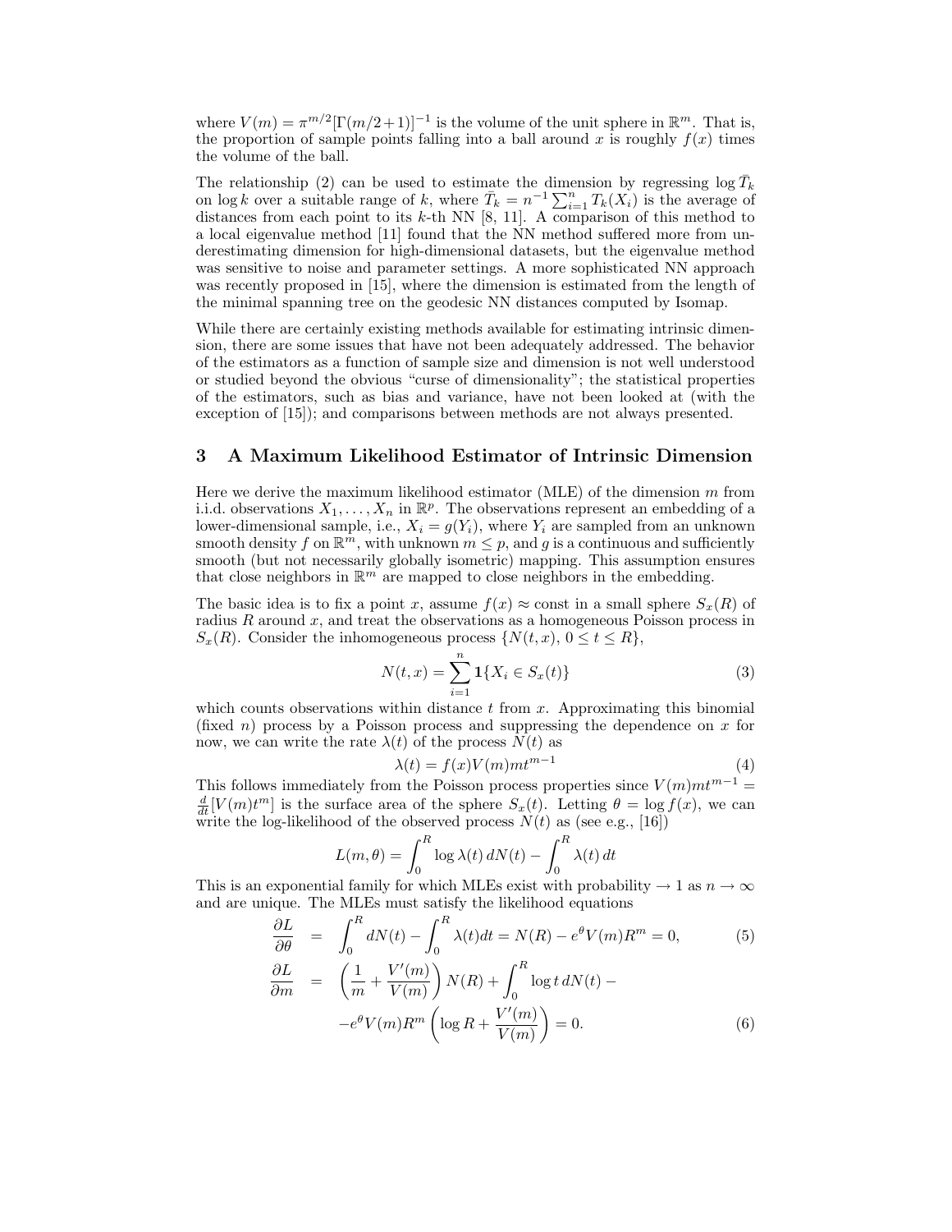where $V(m) = \pi^{m/2}[\Gamma(m/2+1)]^{-1}$ is the volume of the unit sphere in $\mathbb{R}^m$. That is, the proportion of sample points falling into a ball around $x$ is roughly $f(x)$ times the volume of the ball.

The relationship (2) can be used to estimate the dimension by regressing $\log \bar{T}_k$ on $\log k$ over a suitable range of $k$, where $\bar{T}_k = n^{-1}\sum_{i=1}^{n} T_k(X_i)$ is the average of distances from each point to its $k$-th NN [8, 11]. A comparison of this method to a local eigenvalue method [11] found that the NN method suffered more from underestimating dimension for high-dimensional datasets, but the eigenvalue method was sensitive to noise and parameter settings. A more sophisticated NN approach was recently proposed in [15], where the dimension is estimated from the length of the minimal spanning tree on the geodesic NN distances computed by Isomap.

While there are certainly existing methods available for estimating intrinsic dimension, there are some issues that have not been adequately addressed. The behavior of the estimators as a function of sample size and dimension is not well understood or studied beyond the obvious "curse of dimensionality"; the statistical properties of the estimators, such as bias and variance, have not been looked at (with the exception of [15]); and comparisons between methods are not always presented.

## 3 A Maximum Likelihood Estimator of Intrinsic Dimension

Here we derive the maximum likelihood estimator (MLE) of the dimension $m$ from i.i.d. observations $X_1, \ldots, X_n$ in $\mathbb{R}^p$. The observations represent an embedding of a lower-dimensional sample, i.e., $X_i = g(Y_i)$, where $Y_i$ are sampled from an unknown smooth density $f$ on $\mathbb{R}^m$, with unknown $m \leq p$, and $g$ is a continuous and sufficiently smooth (but not necessarily globally isometric) mapping. This assumption ensures that close neighbors in $\mathbb{R}^m$ are mapped to close neighbors in the embedding.

The basic idea is to fix a point $x$, assume $f(x) \approx \text{const}$ in a small sphere $S_x(R)$ of radius $R$ around $x$, and treat the observations as a homogeneous Poisson process in $S_x(R)$. Consider the inhomogeneous process $\{N(t,x),\, 0 \leq t \leq R\}$,

$$N(t,x) = \sum_{i=1}^{n} \mathbf{1}\{X_i \in S_x(t)\} \tag{3}$$

which counts observations within distance $t$ from $x$. Approximating this binomial (fixed $n$) process by a Poisson process and suppressing the dependence on $x$ for now, we can write the rate $\lambda(t)$ of the process $N(t)$ as

$$\lambda(t) = f(x)V(m)mt^{m-1} \tag{4}$$

This follows immediately from the Poisson process properties since $V(m)mt^{m-1} = \frac{d}{dt}[V(m)t^m]$ is the surface area of the sphere $S_x(t)$. Letting $\theta = \log f(x)$, we can write the log-likelihood of the observed process $N(t)$ as (see e.g., [16])

$$L(m,\theta) = \int_0^R \log \lambda(t)\, dN(t) - \int_0^R \lambda(t)\, dt$$

This is an exponential family for which MLEs exist with probability $\to 1$ as $n \to \infty$ and are unique. The MLEs must satisfy the likelihood equations

$$\frac{\partial L}{\partial \theta} = \int_0^R dN(t) - \int_0^R \lambda(t)dt = N(R) - e^{\theta}V(m)R^m = 0, \tag{5}$$

$$\begin{aligned}\frac{\partial L}{\partial m} &= \left(\frac{1}{m} + \frac{V'(m)}{V(m)}\right) N(R) + \int_0^R \log t\, dN(t) - \\ &\quad - e^{\theta}V(m)R^m\left(\log R + \frac{V'(m)}{V(m)}\right) = 0.\end{aligned} \tag{6}$$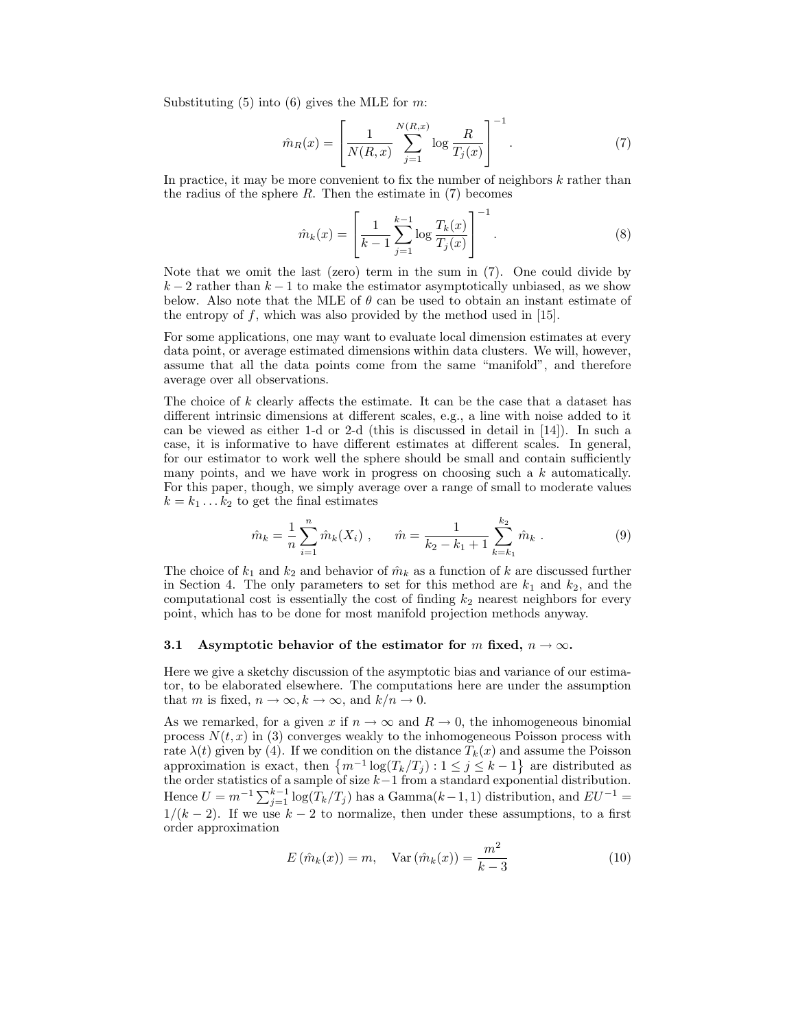Substituting (5) into (6) gives the MLE for $m$:

$$\hat{m}_R(x) = \left[ \frac{1}{N(R,x)} \sum_{j=1}^{N(R,x)} \log \frac{R}{T_j(x)} \right]^{-1} . \tag{7}$$

In practice, it may be more convenient to fix the number of neighbors $k$ rather than the radius of the sphere $R$. Then the estimate in (7) becomes

$$\hat{m}_k(x) = \left[ \frac{1}{k-1} \sum_{j=1}^{k-1} \log \frac{T_k(x)}{T_j(x)} \right]^{-1} . \tag{8}$$

Note that we omit the last (zero) term in the sum in (7). One could divide by $k-2$ rather than $k-1$ to make the estimator asymptotically unbiased, as we show below. Also note that the MLE of $\theta$ can be used to obtain an instant estimate of the entropy of $f$, which was also provided by the method used in [15].

For some applications, one may want to evaluate local dimension estimates at every data point, or average estimated dimensions within data clusters. We will, however, assume that all the data points come from the same "manifold", and therefore average over all observations.

The choice of $k$ clearly affects the estimate. It can be the case that a dataset has different intrinsic dimensions at different scales, e.g., a line with noise added to it can be viewed as either 1-d or 2-d (this is discussed in detail in [14]). In such a case, it is informative to have different estimates at different scales. In general, for our estimator to work well the sphere should be small and contain sufficiently many points, and we have work in progress on choosing such a $k$ automatically. For this paper, though, we simply average over a range of small to moderate values $k = k_1 \ldots k_2$ to get the final estimates

$$\hat{m}_k = \frac{1}{n} \sum_{i=1}^{n} \hat{m}_k(X_i) , \qquad \hat{m} = \frac{1}{k_2 - k_1 + 1} \sum_{k=k_1}^{k_2} \hat{m}_k . \tag{9}$$

The choice of $k_1$ and $k_2$ and behavior of $\hat{m}_k$ as a function of $k$ are discussed further in Section 4. The only parameters to set for this method are $k_1$ and $k_2$, and the computational cost is essentially the cost of finding $k_2$ nearest neighbors for every point, which has to be done for most manifold projection methods anyway.

### 3.1 Asymptotic behavior of the estimator for $m$ fixed, $n \to \infty$.

Here we give a sketchy discussion of the asymptotic bias and variance of our estimator, to be elaborated elsewhere. The computations here are under the assumption that $m$ is fixed, $n \to \infty, k \to \infty$, and $k/n \to 0$.

As we remarked, for a given $x$ if $n \to \infty$ and $R \to 0$, the inhomogeneous binomial process $N(t,x)$ in (3) converges weakly to the inhomogeneous Poisson process with rate $\lambda(t)$ given by (4). If we condition on the distance $T_k(x)$ and assume the Poisson approximation is exact, then $\left\{ m^{-1} \log(T_k/T_j) : 1 \leq j \leq k-1 \right\}$ are distributed as the order statistics of a sample of size $k-1$ from a standard exponential distribution. Hence $U = m^{-1} \sum_{j=1}^{k-1} \log(T_k/T_j)$ has a Gamma$(k-1, 1)$ distribution, and $EU^{-1} = 1/(k-2)$. If we use $k-2$ to normalize, then under these assumptions, to a first order approximation

$$E\left(\hat{m}_k(x)\right) = m, \quad \mathrm{Var}\left(\hat{m}_k(x)\right) = \frac{m^2}{k-3} \tag{10}$$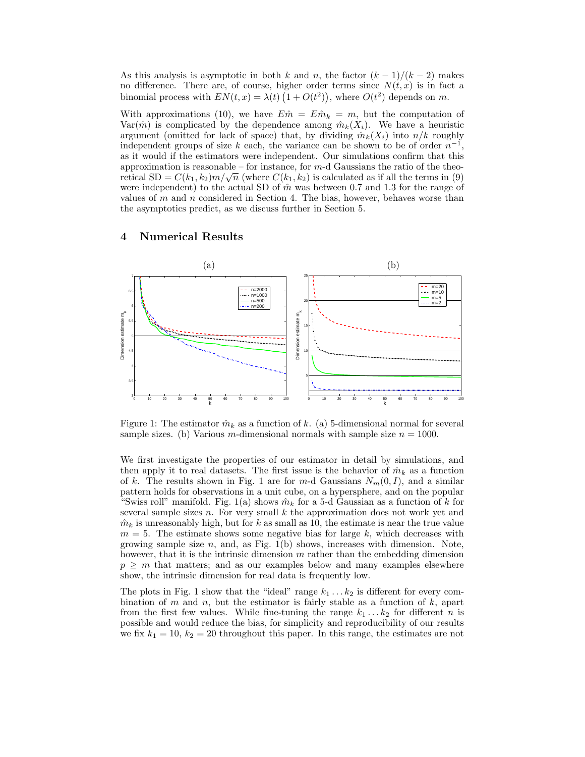As this analysis is asymptotic in both $k$ and $n$, the factor $(k-1)/(k-2)$ makes no difference. There are, of course, higher order terms since $N(t, x)$ is in fact a binomial process with $EN(t, x) = \lambda(t)\left(1 + O(t^2)\right)$, where $O(t^2)$ depends on $m$.

With approximations (10), we have $E\hat{m} = E\hat{m}_k = m$, but the computation of $\text{Var}(\hat{m})$ is complicated by the dependence among $\hat{m}_k(X_i)$. We have a heuristic argument (omitted for lack of space) that, by dividing $\hat{m}_k(X_i)$ into $n/k$ roughly independent groups of size $k$ each, the variance can be shown to be of order $n^{-1}$, as it would if the estimators were independent. Our simulations confirm that this approximation is reasonable – for instance, for $m$-d Gaussians the ratio of the theoretical SD $= C(k_1, k_2)m/\sqrt{n}$ (where $C(k_1, k_2)$ is calculated as if all the terms in (9) were independent) to the actual SD of $\hat{m}$ was between 0.7 and 1.3 for the range of values of $m$ and $n$ considered in Section 4. The bias, however, behaves worse than the asymptotics predict, as we discuss further in Section 5.

## 4 Numerical Results

Figure 1: The estimator $\hat{m}_k$ as a function of $k$. (a) 5-dimensional normal for several sample sizes. (b) Various $m$-dimensional normals with sample size $n = 1000$.

We first investigate the properties of our estimator in detail by simulations, and then apply it to real datasets. The first issue is the behavior of $\hat{m}_k$ as a function of $k$. The results shown in Fig. 1 are for $m$-d Gaussians $N_m(0, I)$, and a similar pattern holds for observations in a unit cube, on a hypersphere, and on the popular "Swiss roll" manifold. Fig. 1(a) shows $\hat{m}_k$ for a 5-d Gaussian as a function of $k$ for several sample sizes $n$. For very small $k$ the approximation does not work yet and $\hat{m}_k$ is unreasonably high, but for $k$ as small as 10, the estimate is near the true value $m = 5$. The estimate shows some negative bias for large $k$, which decreases with growing sample size $n$, and, as Fig. 1(b) shows, increases with dimension. Note, however, that it is the intrinsic dimension $m$ rather than the embedding dimension $p \geq m$ that matters; and as our examples below and many examples elsewhere show, the intrinsic dimension for real data is frequently low.

The plots in Fig. 1 show that the "ideal" range $k_1 \ldots k_2$ is different for every combination of $m$ and $n$, but the estimator is fairly stable as a function of $k$, apart from the first few values. While fine-tuning the range $k_1 \ldots k_2$ for different $n$ is possible and would reduce the bias, for simplicity and reproducibility of our results we fix $k_1 = 10$, $k_2 = 20$ throughout this paper. In this range, the estimates are not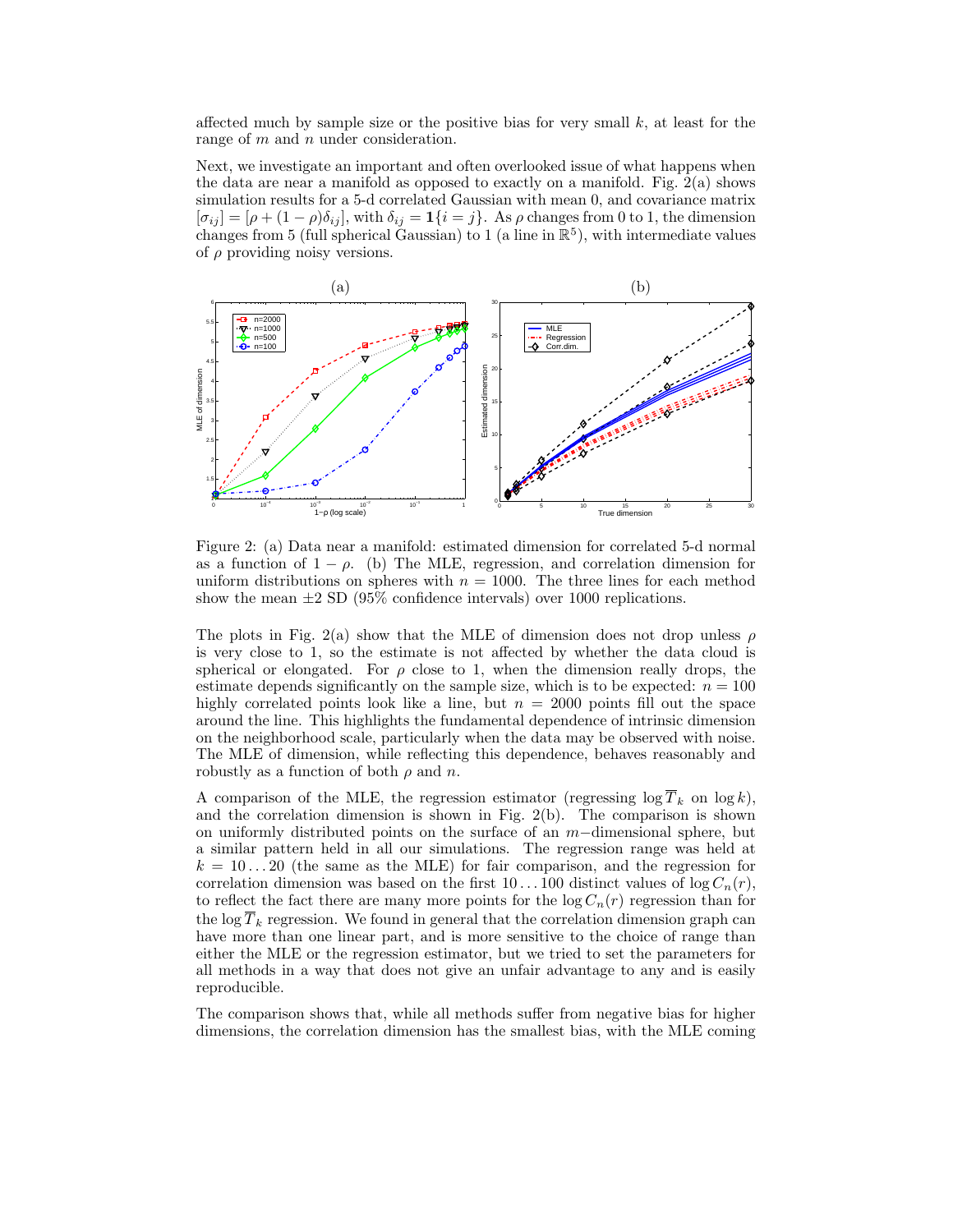affected much by sample size or the positive bias for very small $k$, at least for the range of $m$ and $n$ under consideration.

Next, we investigate an important and often overlooked issue of what happens when the data are near a manifold as opposed to exactly on a manifold. Fig. 2(a) shows simulation results for a 5-d correlated Gaussian with mean 0, and covariance matrix $[\sigma_{ij}] = [\rho + (1-\rho)\delta_{ij}]$, with $\delta_{ij} = \mathbf{1}\{i = j\}$. As $\rho$ changes from 0 to 1, the dimension changes from 5 (full spherical Gaussian) to 1 (a line in $\mathbb{R}^5$), with intermediate values of $\rho$ providing noisy versions.

Figure 2: (a) Data near a manifold: estimated dimension for correlated 5-d normal as a function of $1 - \rho$. (b) The MLE, regression, and correlation dimension for uniform distributions on spheres with $n = 1000$. The three lines for each method show the mean $\pm 2$ SD (95% confidence intervals) over 1000 replications.

The plots in Fig. 2(a) show that the MLE of dimension does not drop unless $\rho$ is very close to 1, so the estimate is not affected by whether the data cloud is spherical or elongated. For $\rho$ close to 1, when the dimension really drops, the estimate depends significantly on the sample size, which is to be expected: $n = 100$ highly correlated points look like a line, but $n = 2000$ points fill out the space around the line. This highlights the fundamental dependence of intrinsic dimension on the neighborhood scale, particularly when the data may be observed with noise. The MLE of dimension, while reflecting this dependence, behaves reasonably and robustly as a function of both $\rho$ and $n$.

A comparison of the MLE, the regression estimator (regressing $\log \overline{T}_k$ on $\log k$), and the correlation dimension is shown in Fig. 2(b). The comparison is shown on uniformly distributed points on the surface of an $m$−dimensional sphere, but a similar pattern held in all our simulations. The regression range was held at $k = 10 \ldots 20$ (the same as the MLE) for fair comparison, and the regression for correlation dimension was based on the first $10 \ldots 100$ distinct values of $\log C_n(r)$, to reflect the fact there are many more points for the $\log C_n(r)$ regression than for the $\log \overline{T}_k$ regression. We found in general that the correlation dimension graph can have more than one linear part, and is more sensitive to the choice of range than either the MLE or the regression estimator, but we tried to set the parameters for all methods in a way that does not give an unfair advantage to any and is easily reproducible.

The comparison shows that, while all methods suffer from negative bias for higher dimensions, the correlation dimension has the smallest bias, with the MLE coming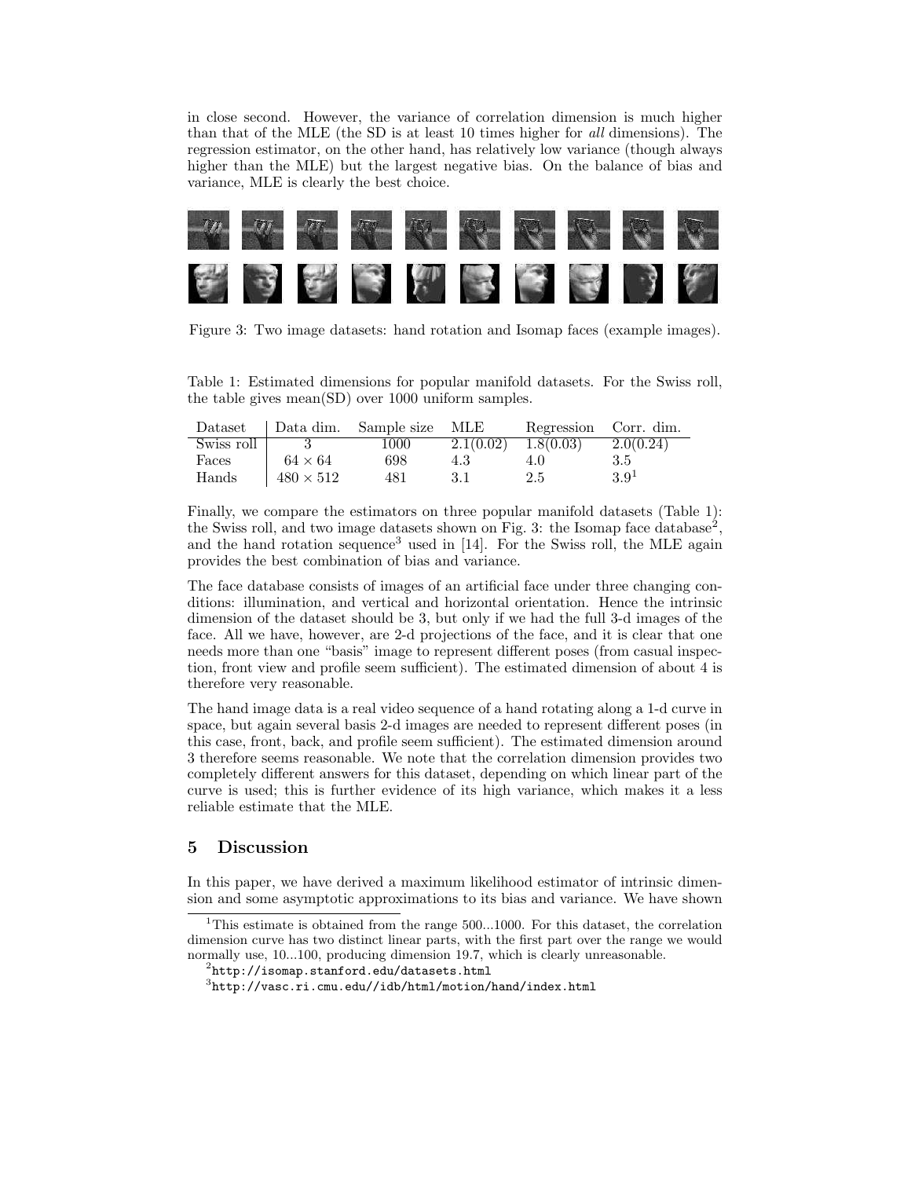in close second. However, the variance of correlation dimension is much higher than that of the MLE (the SD is at least 10 times higher for *all* dimensions). The regression estimator, on the other hand, has relatively low variance (though always higher than the MLE) but the largest negative bias. On the balance of bias and variance, MLE is clearly the best choice.

Figure 3: Two image datasets: hand rotation and Isomap faces (example images).

Table 1: Estimated dimensions for popular manifold datasets. For the Swiss roll, the table gives mean(SD) over 1000 uniform samples.

| Dataset | Data dim. | Sample size | MLE | Regression | Corr. dim. |
|---|---|---|---|---|---|
| Swiss roll | 3 | 1000 | 2.1(0.02) | 1.8(0.03) | 2.0(0.24) |
| Faces | $64 \times 64$ | 698 | 4.3 | 4.0 | 3.5 |
| Hands | $480 \times 512$ | 481 | 3.1 | 2.5 | 3.9[1] |

Finally, we compare the estimators on three popular manifold datasets (Table 1): the Swiss roll, and two image datasets shown on Fig. 3: the Isomap face database[2], and the hand rotation sequence[3] used in [14]. For the Swiss roll, the MLE again provides the best combination of bias and variance.

The face database consists of images of an artificial face under three changing conditions: illumination, and vertical and horizontal orientation. Hence the intrinsic dimension of the dataset should be 3, but only if we had the full 3-d images of the face. All we have, however, are 2-d projections of the face, and it is clear that one needs more than one "basis" image to represent different poses (from casual inspection, front view and profile seem sufficient). The estimated dimension of about 4 is therefore very reasonable.

The hand image data is a real video sequence of a hand rotating along a 1-d curve in space, but again several basis 2-d images are needed to represent different poses (in this case, front, back, and profile seem sufficient). The estimated dimension around 3 therefore seems reasonable. We note that the correlation dimension provides two completely different answers for this dataset, depending on which linear part of the curve is used; this is further evidence of its high variance, which makes it a less reliable estimate that the MLE.

## 5 Discussion

In this paper, we have derived a maximum likelihood estimator of intrinsic dimension and some asymptotic approximations to its bias and variance. We have shown

[1] This estimate is obtained from the range 500...1000. For this dataset, the correlation dimension curve has two distinct linear parts, with the first part over the range we would normally use, 10...100, producing dimension 19.7, which is clearly unreasonable.

[2] `http://isomap.stanford.edu/datasets.html`

[3] `http://vasc.ri.cmu.edu//idb/html/motion/hand/index.html`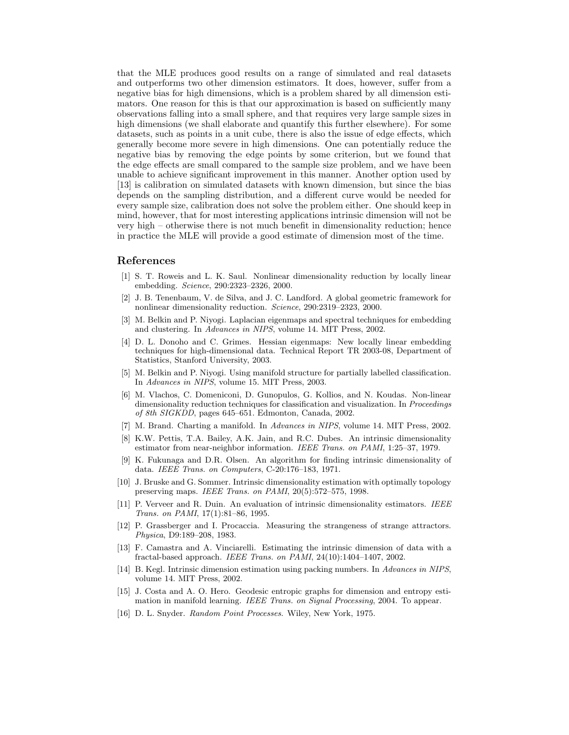that the MLE produces good results on a range of simulated and real datasets and outperforms two other dimension estimators. It does, however, suffer from a negative bias for high dimensions, which is a problem shared by all dimension estimators. One reason for this is that our approximation is based on sufficiently many observations falling into a small sphere, and that requires very large sample sizes in high dimensions (we shall elaborate and quantify this further elsewhere). For some datasets, such as points in a unit cube, there is also the issue of edge effects, which generally become more severe in high dimensions. One can potentially reduce the negative bias by removing the edge points by some criterion, but we found that the edge effects are small compared to the sample size problem, and we have been unable to achieve significant improvement in this manner. Another option used by [13] is calibration on simulated datasets with known dimension, but since the bias depends on the sampling distribution, and a different curve would be needed for every sample size, calibration does not solve the problem either. One should keep in mind, however, that for most interesting applications intrinsic dimension will not be very high – otherwise there is not much benefit in dimensionality reduction; hence in practice the MLE will provide a good estimate of dimension most of the time.

## References

[1] S. T. Roweis and L. K. Saul. Nonlinear dimensionality reduction by locally linear embedding. *Science*, 290:2323–2326, 2000.

[2] J. B. Tenenbaum, V. de Silva, and J. C. Landford. A global geometric framework for nonlinear dimensionality reduction. *Science*, 290:2319–2323, 2000.

[3] M. Belkin and P. Niyogi. Laplacian eigenmaps and spectral techniques for embedding and clustering. In *Advances in NIPS*, volume 14. MIT Press, 2002.

[4] D. L. Donoho and C. Grimes. Hessian eigenmaps: New locally linear embedding techniques for high-dimensional data. Technical Report TR 2003-08, Department of Statistics, Stanford University, 2003.

[5] M. Belkin and P. Niyogi. Using manifold structure for partially labelled classification. In *Advances in NIPS*, volume 15. MIT Press, 2003.

[6] M. Vlachos, C. Domeniconi, D. Gunopulos, G. Kollios, and N. Koudas. Non-linear dimensionality reduction techniques for classification and visualization. In *Proceedings of 8th SIGKDD*, pages 645–651. Edmonton, Canada, 2002.

[7] M. Brand. Charting a manifold. In *Advances in NIPS*, volume 14. MIT Press, 2002.

[8] K.W. Pettis, T.A. Bailey, A.K. Jain, and R.C. Dubes. An intrinsic dimensionality estimator from near-neighbor information. *IEEE Trans. on PAMI*, 1:25–37, 1979.

[9] K. Fukunaga and D.R. Olsen. An algorithm for finding intrinsic dimensionality of data. *IEEE Trans. on Computers*, C-20:176–183, 1971.

[10] J. Bruske and G. Sommer. Intrinsic dimensionality estimation with optimally topology preserving maps. *IEEE Trans. on PAMI*, 20(5):572–575, 1998.

[11] P. Verveer and R. Duin. An evaluation of intrinsic dimensionality estimators. *IEEE Trans. on PAMI*, 17(1):81–86, 1995.

[12] P. Grassberger and I. Procaccia. Measuring the strangeness of strange attractors. *Physica*, D9:189–208, 1983.

[13] F. Camastra and A. Vinciarelli. Estimating the intrinsic dimension of data with a fractal-based approach. *IEEE Trans. on PAMI*, 24(10):1404–1407, 2002.

[14] B. Kegl. Intrinsic dimension estimation using packing numbers. In *Advances in NIPS*, volume 14. MIT Press, 2002.

[15] J. Costa and A. O. Hero. Geodesic entropic graphs for dimension and entropy estimation in manifold learning. *IEEE Trans. on Signal Processing*, 2004. To appear.

[16] D. L. Snyder. *Random Point Processes*. Wiley, New York, 1975.